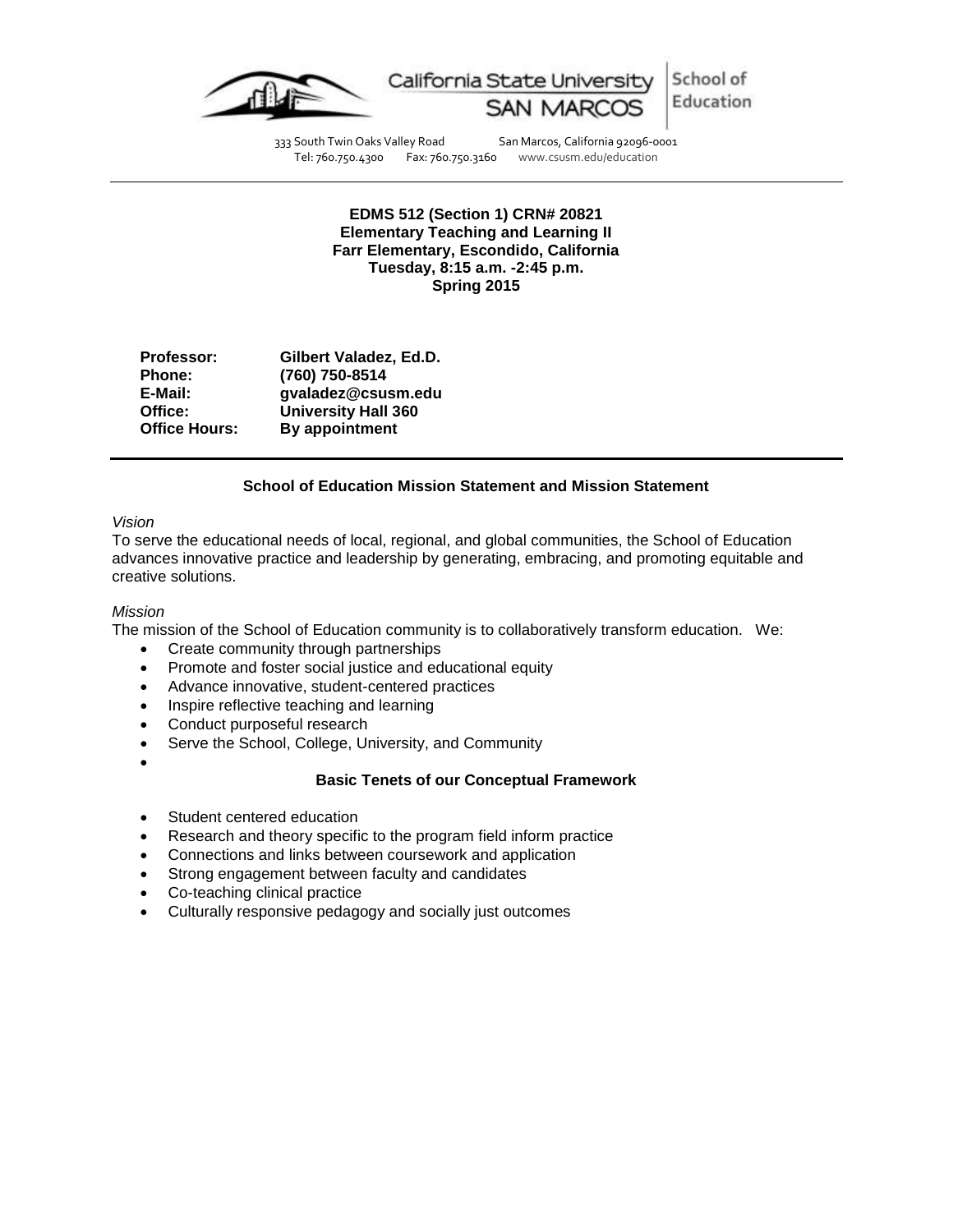California State University SAN MARCOS | School of Education

333 South Twin Oaks Valley Road San Marcos, California 92096-0001
Tel: 760.750.4300 Fax: 760.750.3160 www.csusm.edu/education

---

**EDMS 512 (Section 1) CRN# 20821**
**Elementary Teaching and Learning II**
**Farr Elementary, Escondido, California**
**Tuesday, 8:15 a.m. -2:45 p.m.**
**Spring 2015**

| | |
|---|---|
| **Professor:** | **Gilbert Valadez, Ed.D.** |
| **Phone:** | **(760) 750-8514** |
| **E-Mail:** | **gvaladez@csusm.edu** |
| **Office:** | **University Hall 360** |
| **Office Hours:** | **By appointment** |

---

### School of Education Mission Statement and Mission Statement

*Vision*

To serve the educational needs of local, regional, and global communities, the School of Education advances innovative practice and leadership by generating, embracing, and promoting equitable and creative solutions.

*Mission*

The mission of the School of Education community is to collaboratively transform education. We:

- Create community through partnerships
- Promote and foster social justice and educational equity
- Advance innovative, student-centered practices
- Inspire reflective teaching and learning
- Conduct purposeful research
- Serve the School, College, University, and Community

### Basic Tenets of our Conceptual Framework

- Student centered education
- Research and theory specific to the program field inform practice
- Connections and links between coursework and application
- Strong engagement between faculty and candidates
- Co-teaching clinical practice
- Culturally responsive pedagogy and socially just outcomes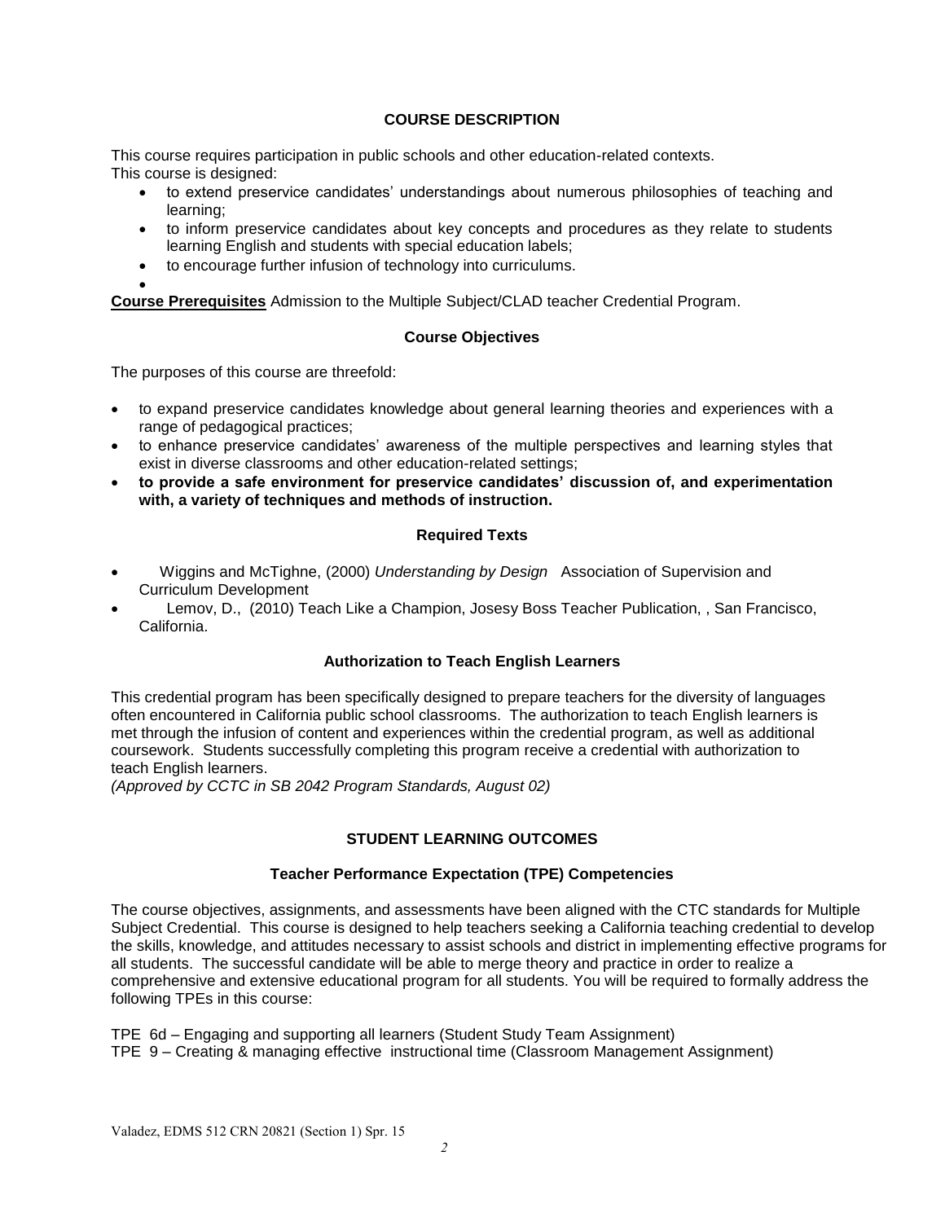## COURSE DESCRIPTION

This course requires participation in public schools and other education-related contexts.
This course is designed:

- to extend preservice candidates' understandings about numerous philosophies of teaching and learning;
- to inform preservice candidates about key concepts and procedures as they relate to students learning English and students with special education labels;
- to encourage further infusion of technology into curriculums.

**Course Prerequisites** Admission to the Multiple Subject/CLAD teacher Credential Program.

### Course Objectives

The purposes of this course are threefold:

- to expand preservice candidates knowledge about general learning theories and experiences with a range of pedagogical practices;
- to enhance preservice candidates' awareness of the multiple perspectives and learning styles that exist in diverse classrooms and other education-related settings;
- **to provide a safe environment for preservice candidates' discussion of, and experimentation with, a variety of techniques and methods of instruction.**

### Required Texts

- Wiggins and McTighne, (2000) *Understanding by Design* Association of Supervision and Curriculum Development
- Lemov, D., (2010) Teach Like a Champion, Josesy Boss Teacher Publication, , San Francisco, California.

### Authorization to Teach English Learners

This credential program has been specifically designed to prepare teachers for the diversity of languages often encountered in California public school classrooms. The authorization to teach English learners is met through the infusion of content and experiences within the credential program, as well as additional coursework. Students successfully completing this program receive a credential with authorization to teach English learners.
*(Approved by CCTC in SB 2042 Program Standards, August 02)*

## STUDENT LEARNING OUTCOMES

### Teacher Performance Expectation (TPE) Competencies

The course objectives, assignments, and assessments have been aligned with the CTC standards for Multiple Subject Credential. This course is designed to help teachers seeking a California teaching credential to develop the skills, knowledge, and attitudes necessary to assist schools and district in implementing effective programs for all students. The successful candidate will be able to merge theory and practice in order to realize a comprehensive and extensive educational program for all students. You will be required to formally address the following TPEs in this course:

TPE 6d – Engaging and supporting all learners (Student Study Team Assignment)
TPE 9 – Creating & managing effective instructional time (Classroom Management Assignment)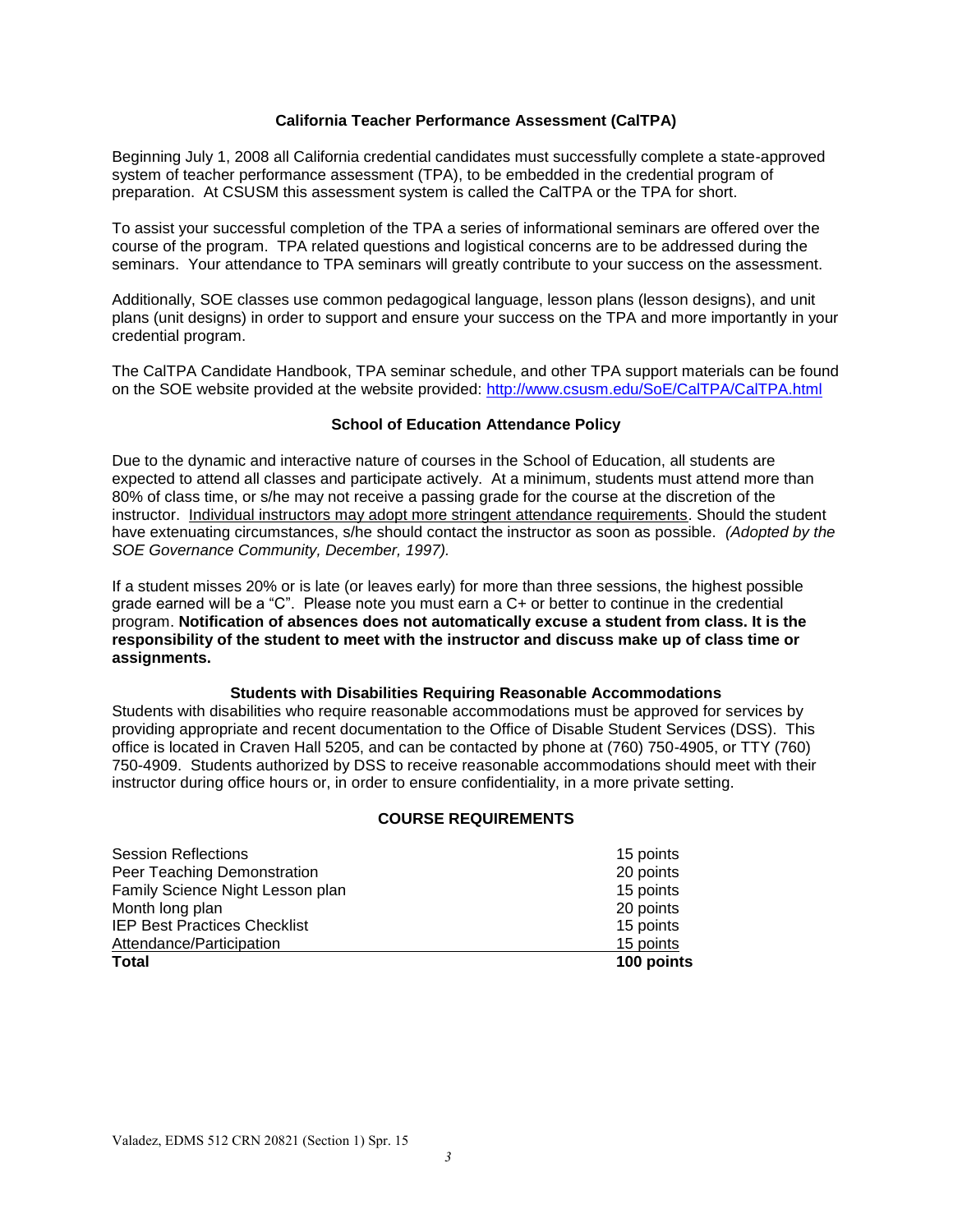## California Teacher Performance Assessment (CalTPA)

Beginning July 1, 2008 all California credential candidates must successfully complete a state-approved system of teacher performance assessment (TPA), to be embedded in the credential program of preparation. At CSUSM this assessment system is called the CalTPA or the TPA for short.

To assist your successful completion of the TPA a series of informational seminars are offered over the course of the program. TPA related questions and logistical concerns are to be addressed during the seminars. Your attendance to TPA seminars will greatly contribute to your success on the assessment.

Additionally, SOE classes use common pedagogical language, lesson plans (lesson designs), and unit plans (unit designs) in order to support and ensure your success on the TPA and more importantly in your credential program.

The CalTPA Candidate Handbook, TPA seminar schedule, and other TPA support materials can be found on the SOE website provided at the website provided: [http://www.csusm.edu/SoE/CalTPA/CalTPA.html](http://www.csusm.edu/SoE/CalTPA/CalTPA.html)

## School of Education Attendance Policy

Due to the dynamic and interactive nature of courses in the School of Education, all students are expected to attend all classes and participate actively. At a minimum, students must attend more than 80% of class time, or s/he may not receive a passing grade for the course at the discretion of the instructor. Individual instructors may adopt more stringent attendance requirements. Should the student have extenuating circumstances, s/he should contact the instructor as soon as possible. *(Adopted by the SOE Governance Community, December, 1997).*

If a student misses 20% or is late (or leaves early) for more than three sessions, the highest possible grade earned will be a "C". Please note you must earn a C+ or better to continue in the credential program. **Notification of absences does not automatically excuse a student from class. It is the responsibility of the student to meet with the instructor and discuss make up of class time or assignments.**

## Students with Disabilities Requiring Reasonable Accommodations

Students with disabilities who require reasonable accommodations must be approved for services by providing appropriate and recent documentation to the Office of Disable Student Services (DSS). This office is located in Craven Hall 5205, and can be contacted by phone at (760) 750-4905, or TTY (760) 750-4909. Students authorized by DSS to receive reasonable accommodations should meet with their instructor during office hours or, in order to ensure confidentiality, in a more private setting.

## COURSE REQUIREMENTS

| Requirement | Points |
|---|---|
| Session Reflections | 15 points |
| Peer Teaching Demonstration | 20 points |
| Family Science Night Lesson plan | 15 points |
| Month long plan | 20 points |
| IEP Best Practices Checklist | 15 points |
| Attendance/Participation | 15 points |
| **Total** | **100 points** |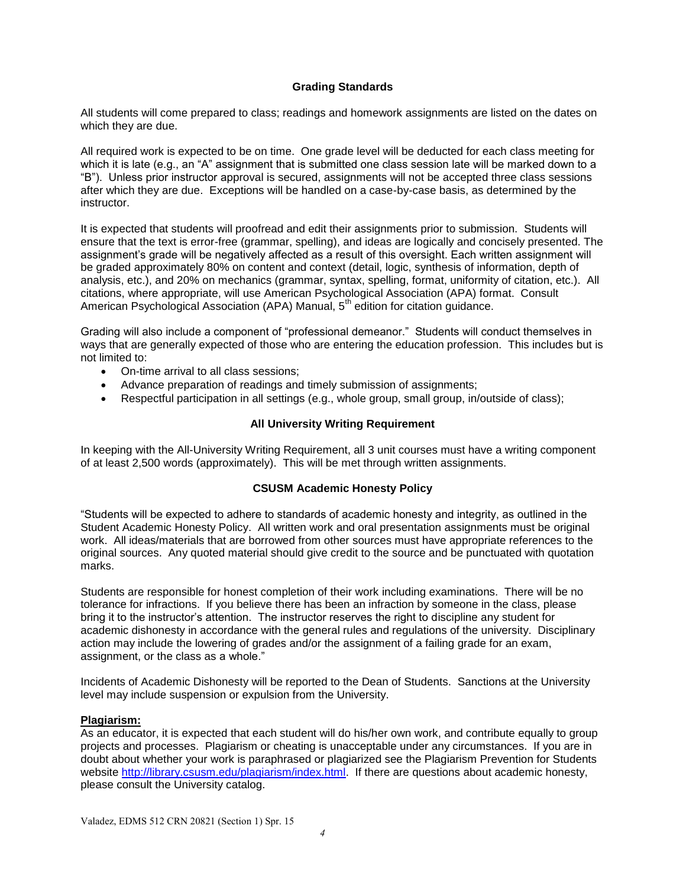## Grading Standards

All students will come prepared to class; readings and homework assignments are listed on the dates on which they are due.

All required work is expected to be on time. One grade level will be deducted for each class meeting for which it is late (e.g., an "A" assignment that is submitted one class session late will be marked down to a "B"). Unless prior instructor approval is secured, assignments will not be accepted three class sessions after which they are due. Exceptions will be handled on a case-by-case basis, as determined by the instructor.

It is expected that students will proofread and edit their assignments prior to submission. Students will ensure that the text is error-free (grammar, spelling), and ideas are logically and concisely presented. The assignment's grade will be negatively affected as a result of this oversight. Each written assignment will be graded approximately 80% on content and context (detail, logic, synthesis of information, depth of analysis, etc.), and 20% on mechanics (grammar, syntax, spelling, format, uniformity of citation, etc.). All citations, where appropriate, will use American Psychological Association (APA) format. Consult American Psychological Association (APA) Manual, 5th edition for citation guidance.

Grading will also include a component of "professional demeanor." Students will conduct themselves in ways that are generally expected of those who are entering the education profession. This includes but is not limited to:

- On-time arrival to all class sessions;
- Advance preparation of readings and timely submission of assignments;
- Respectful participation in all settings (e.g., whole group, small group, in/outside of class);

## All University Writing Requirement

In keeping with the All-University Writing Requirement, all 3 unit courses must have a writing component of at least 2,500 words (approximately). This will be met through written assignments.

## CSUSM Academic Honesty Policy

"Students will be expected to adhere to standards of academic honesty and integrity, as outlined in the Student Academic Honesty Policy. All written work and oral presentation assignments must be original work. All ideas/materials that are borrowed from other sources must have appropriate references to the original sources. Any quoted material should give credit to the source and be punctuated with quotation marks.

Students are responsible for honest completion of their work including examinations. There will be no tolerance for infractions. If you believe there has been an infraction by someone in the class, please bring it to the instructor's attention. The instructor reserves the right to discipline any student for academic dishonesty in accordance with the general rules and regulations of the university. Disciplinary action may include the lowering of grades and/or the assignment of a failing grade for an exam, assignment, or the class as a whole."

Incidents of Academic Dishonesty will be reported to the Dean of Students. Sanctions at the University level may include suspension or expulsion from the University.

**Plagiarism:**

As an educator, it is expected that each student will do his/her own work, and contribute equally to group projects and processes. Plagiarism or cheating is unacceptable under any circumstances. If you are in doubt about whether your work is paraphrased or plagiarized see the Plagiarism Prevention for Students website http://library.csusm.edu/plagiarism/index.html. If there are questions about academic honesty, please consult the University catalog.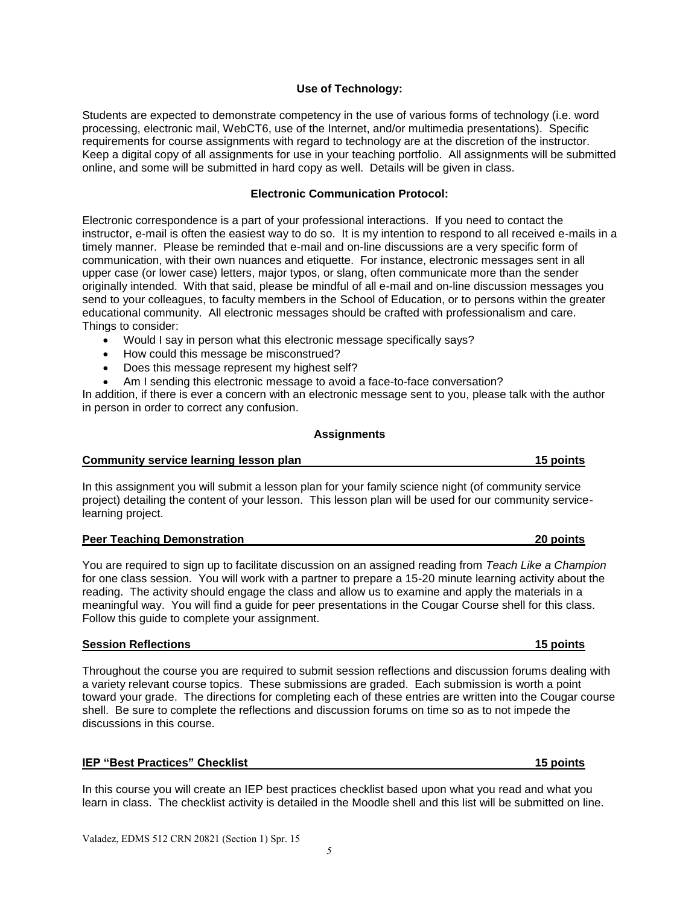### Use of Technology:

Students are expected to demonstrate competency in the use of various forms of technology (i.e. word processing, electronic mail, WebCT6, use of the Internet, and/or multimedia presentations). Specific requirements for course assignments with regard to technology are at the discretion of the instructor. Keep a digital copy of all assignments for use in your teaching portfolio. All assignments will be submitted online, and some will be submitted in hard copy as well. Details will be given in class.

### Electronic Communication Protocol:

Electronic correspondence is a part of your professional interactions. If you need to contact the instructor, e-mail is often the easiest way to do so. It is my intention to respond to all received e-mails in a timely manner. Please be reminded that e-mail and on-line discussions are a very specific form of communication, with their own nuances and etiquette. For instance, electronic messages sent in all upper case (or lower case) letters, major typos, or slang, often communicate more than the sender originally intended. With that said, please be mindful of all e-mail and on-line discussion messages you send to your colleagues, to faculty members in the School of Education, or to persons within the greater educational community. All electronic messages should be crafted with professionalism and care. Things to consider:

- Would I say in person what this electronic message specifically says?
- How could this message be misconstrued?
- Does this message represent my highest self?
- Am I sending this electronic message to avoid a face-to-face conversation?

In addition, if there is ever a concern with an electronic message sent to you, please talk with the author in person in order to correct any confusion.

## Assignments

**Community service learning lesson plan — 15 points**

In this assignment you will submit a lesson plan for your family science night (of community service project) detailing the content of your lesson. This lesson plan will be used for our community service-learning project.

**Peer Teaching Demonstration — 20 points**

You are required to sign up to facilitate discussion on an assigned reading from *Teach Like a Champion* for one class session. You will work with a partner to prepare a 15-20 minute learning activity about the reading. The activity should engage the class and allow us to examine and apply the materials in a meaningful way. You will find a guide for peer presentations in the Cougar Course shell for this class. Follow this guide to complete your assignment.

**Session Reflections — 15 points**

Throughout the course you are required to submit session reflections and discussion forums dealing with a variety relevant course topics. These submissions are graded. Each submission is worth a point toward your grade. The directions for completing each of these entries are written into the Cougar course shell. Be sure to complete the reflections and discussion forums on time so as to not impede the discussions in this course.

**IEP "Best Practices" Checklist — 15 points**

In this course you will create an IEP best practices checklist based upon what you read and what you learn in class. The checklist activity is detailed in the Moodle shell and this list will be submitted on line.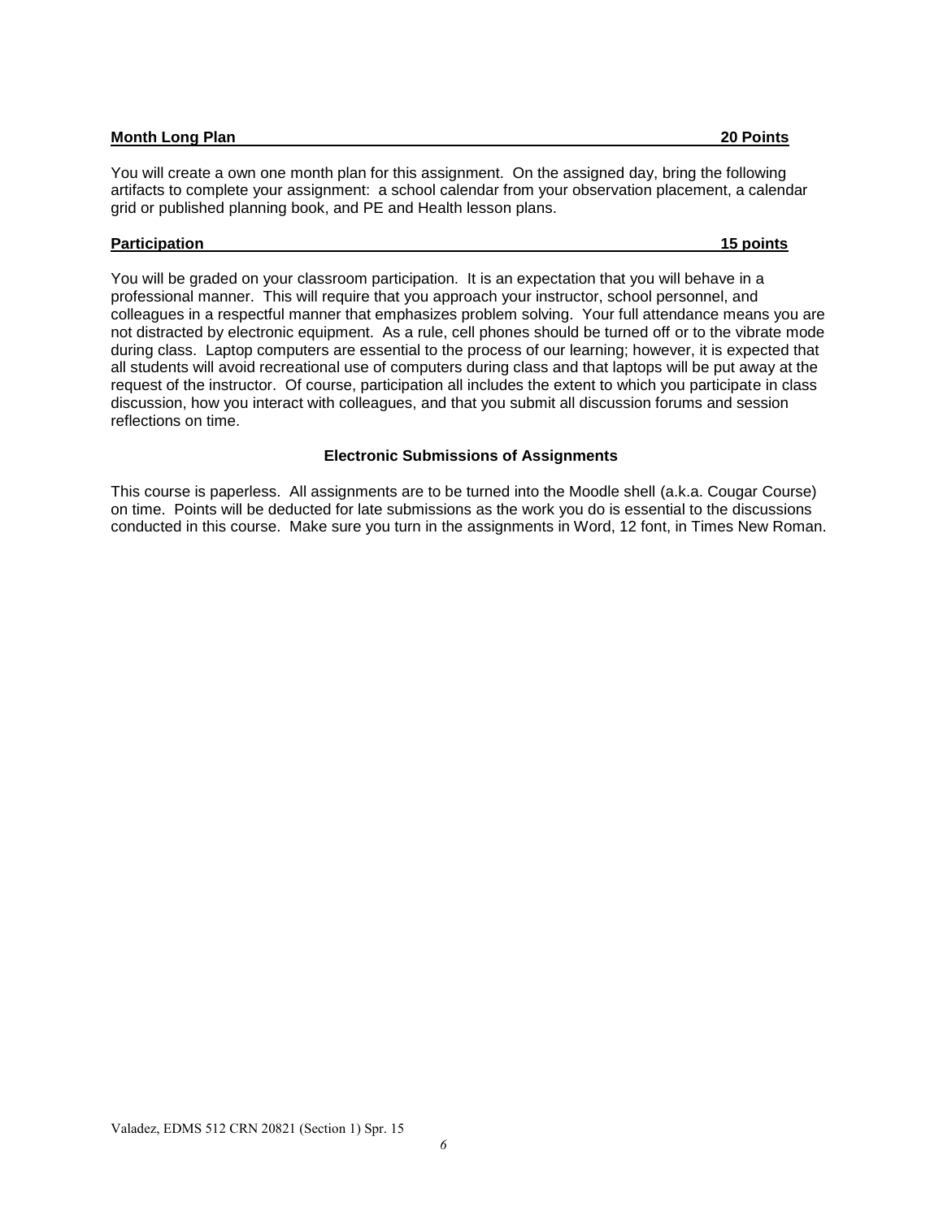**Month Long Plan 20 Points**

You will create a own one month plan for this assignment. On the assigned day, bring the following artifacts to complete your assignment: a school calendar from your observation placement, a calendar grid or published planning book, and PE and Health lesson plans.

**Participation 15 points**

You will be graded on your classroom participation. It is an expectation that you will behave in a professional manner. This will require that you approach your instructor, school personnel, and colleagues in a respectful manner that emphasizes problem solving. Your full attendance means you are not distracted by electronic equipment. As a rule, cell phones should be turned off or to the vibrate mode during class. Laptop computers are essential to the process of our learning; however, it is expected that all students will avoid recreational use of computers during class and that laptops will be put away at the request of the instructor. Of course, participation all includes the extent to which you participate in class discussion, how you interact with colleagues, and that you submit all discussion forums and session reflections on time.

### Electronic Submissions of Assignments

This course is paperless. All assignments are to be turned into the Moodle shell (a.k.a. Cougar Course) on time. Points will be deducted for late submissions as the work you do is essential to the discussions conducted in this course. Make sure you turn in the assignments in Word, 12 font, in Times New Roman.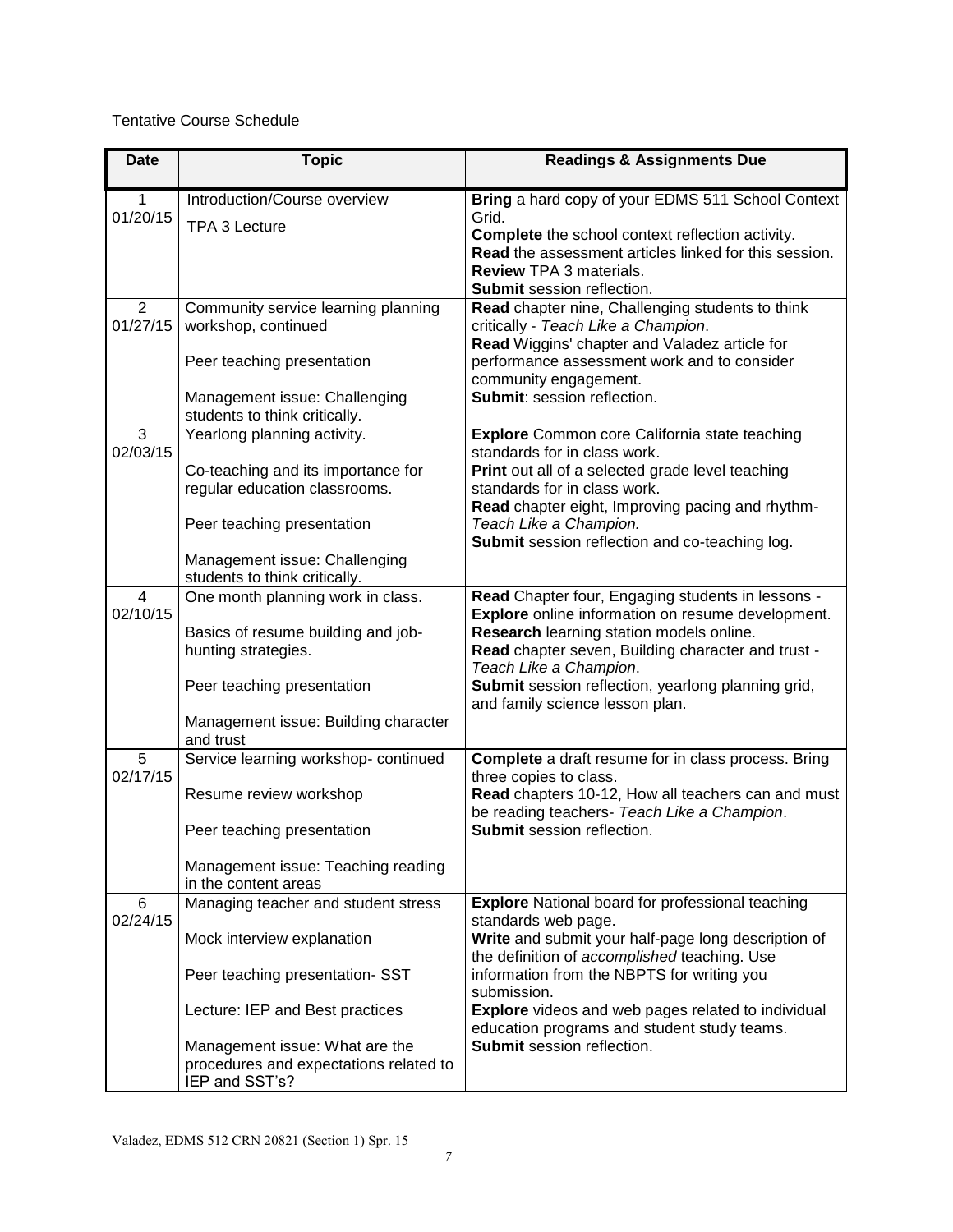Tentative Course Schedule

| Date | Topic | Readings & Assignments Due |
|---|---|---|
| 1<br>01/20/15 | Introduction/Course overview<br><br>TPA 3 Lecture | **Bring** a hard copy of your EDMS 511 School Context Grid.<br>**Complete** the school context reflection activity.<br>**Read** the assessment articles linked for this session.<br>**Review** TPA 3 materials.<br>**Submit** session reflection. |
| 2<br>01/27/15 | Community service learning planning workshop, continued<br><br>Peer teaching presentation<br><br>Management issue: Challenging students to think critically. | **Read** chapter nine, Challenging students to think critically - *Teach Like a Champion*.<br>**Read** Wiggins' chapter and Valadez article for performance assessment work and to consider community engagement.<br>**Submit**: session reflection. |
| 3<br>02/03/15 | Yearlong planning activity.<br><br>Co-teaching and its importance for regular education classrooms.<br><br>Peer teaching presentation<br><br>Management issue: Challenging students to think critically. | **Explore** Common core California state teaching standards for in class work.<br>**Print** out all of a selected grade level teaching standards for in class work.<br>**Read** chapter eight, Improving pacing and rhythm- *Teach Like a Champion.*<br>**Submit** session reflection and co-teaching log. |
| 4<br>02/10/15 | One month planning work in class.<br><br>Basics of resume building and job-hunting strategies.<br><br>Peer teaching presentation<br><br>Management issue: Building character and trust | **Read** Chapter four, Engaging students in lessons -<br>**Explore** online information on resume development.<br>**Research** learning station models online.<br>**Read** chapter seven, Building character and trust - *Teach Like a Champion*.<br>**Submit** session reflection, yearlong planning grid, and family science lesson plan. |
| 5<br>02/17/15 | Service learning workshop- continued<br><br>Resume review workshop<br><br>Peer teaching presentation<br><br>Management issue: Teaching reading in the content areas | **Complete** a draft resume for in class process. Bring three copies to class.<br>**Read** chapters 10-12, How all teachers can and must be reading teachers- *Teach Like a Champion*.<br>**Submit** session reflection. |
| 6<br>02/24/15 | Managing teacher and student stress<br><br>Mock interview explanation<br><br>Peer teaching presentation- SST<br><br>Lecture: IEP and Best practices<br><br>Management issue: What are the procedures and expectations related to IEP and SST's? | **Explore** National board for professional teaching standards web page.<br>**Write** and submit your half-page long description of the definition of *accomplished* teaching. Use information from the NBPTS for writing you submission.<br>**Explore** videos and web pages related to individual education programs and student study teams.<br>**Submit** session reflection. |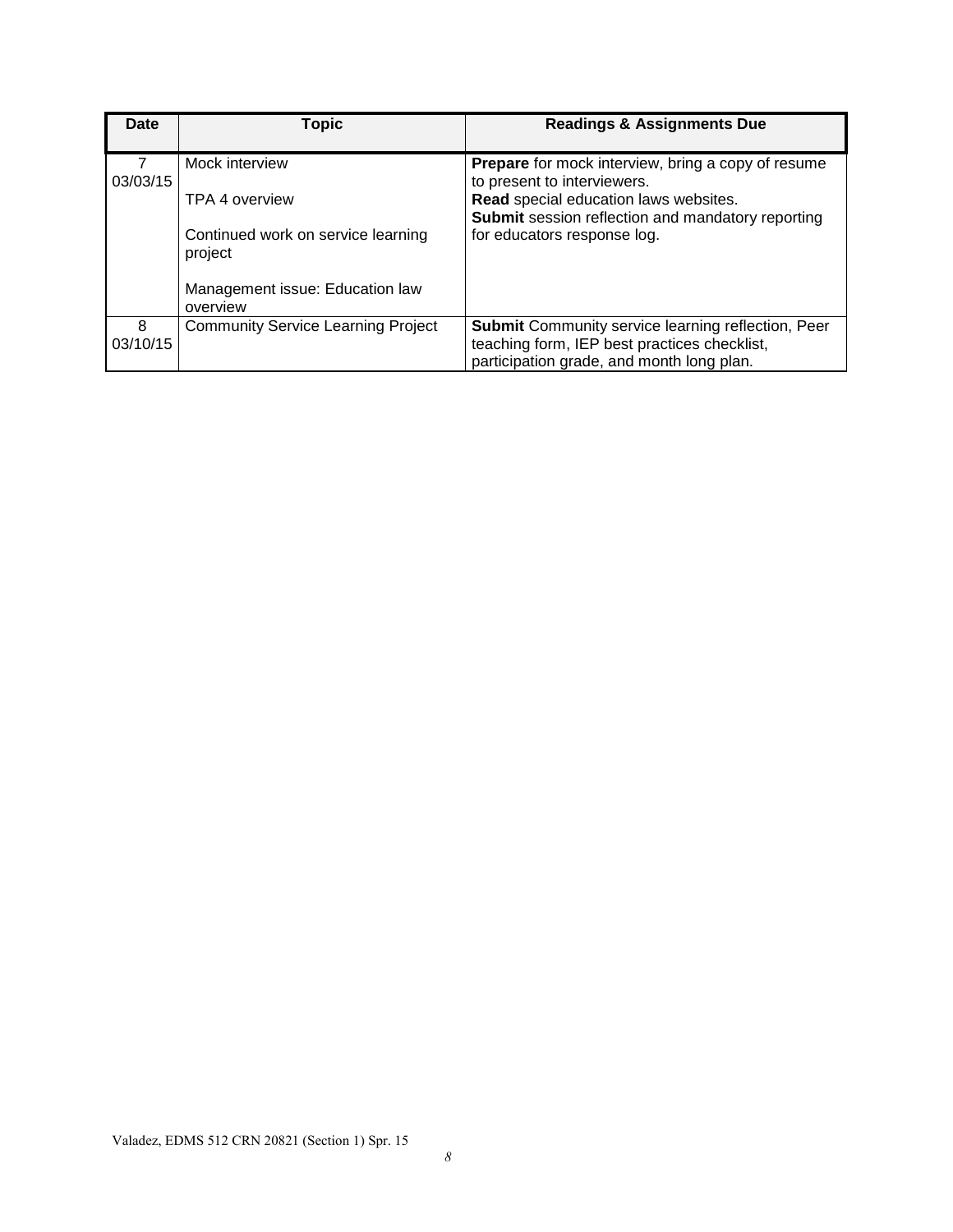| Date | Topic | Readings & Assignments Due |
|---|---|---|
| 7<br>03/03/15 | Mock interview<br><br>TPA 4 overview<br><br>Continued work on service learning project<br><br>Management issue: Education law overview | **Prepare** for mock interview, bring a copy of resume to present to interviewers.<br>**Read** special education laws websites.<br>**Submit** session reflection and mandatory reporting for educators response log. |
| 8<br>03/10/15 | Community Service Learning Project | **Submit** Community service learning reflection, Peer teaching form, IEP best practices checklist, participation grade, and month long plan. |